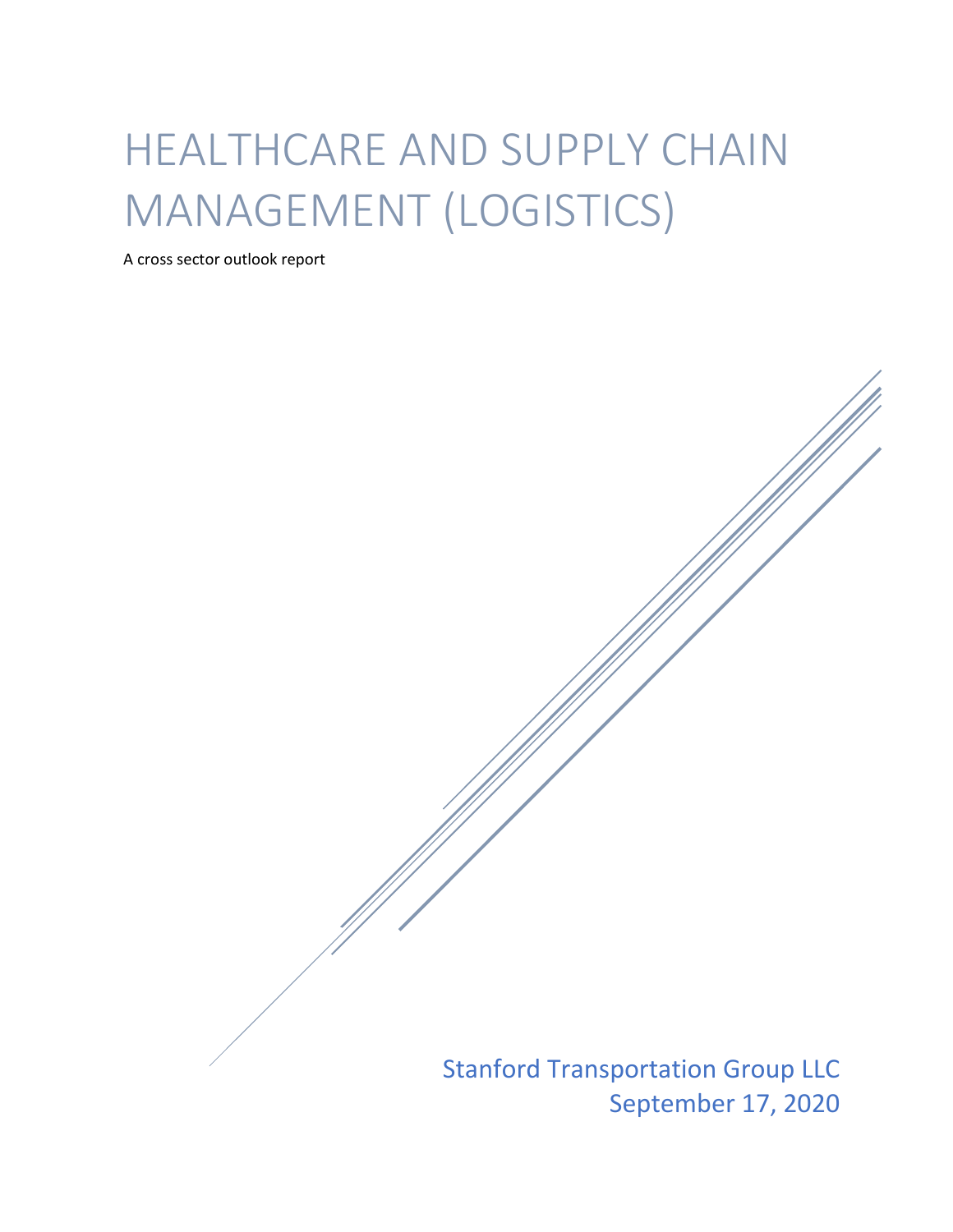# HEALTHCARE AND SUPPLY CHAIN MANAGEMENT (LOGISTICS)

A cross sector outlook report

Stanford Transportation Group LLC
September 17, 2020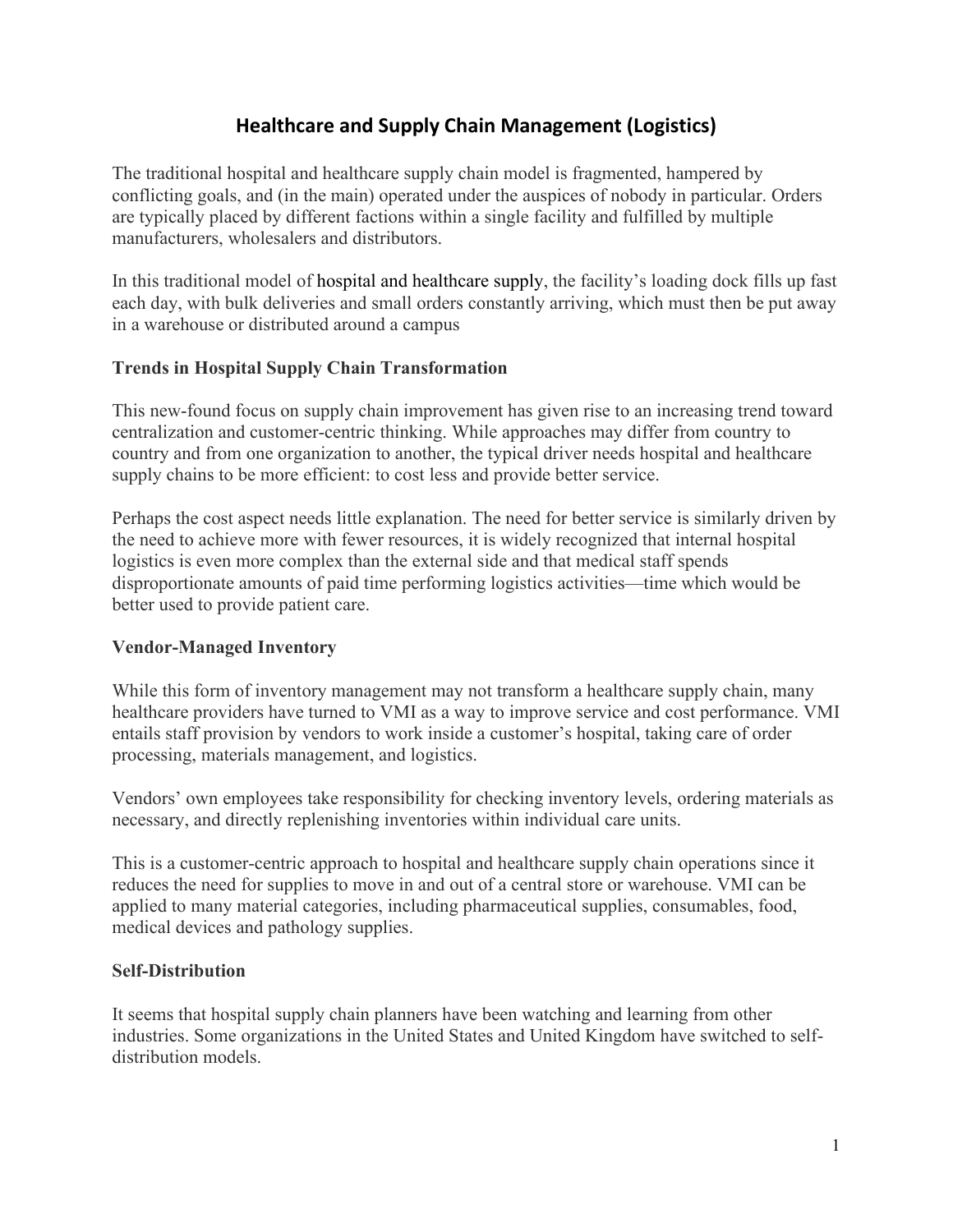# Healthcare and Supply Chain Management (Logistics)

The traditional hospital and healthcare supply chain model is fragmented, hampered by conflicting goals, and (in the main) operated under the auspices of nobody in particular. Orders are typically placed by different factions within a single facility and fulfilled by multiple manufacturers, wholesalers and distributors.

In this traditional model of hospital and healthcare supply, the facility's loading dock fills up fast each day, with bulk deliveries and small orders constantly arriving, which must then be put away in a warehouse or distributed around a campus

## Trends in Hospital Supply Chain Transformation

This new-found focus on supply chain improvement has given rise to an increasing trend toward centralization and customer-centric thinking. While approaches may differ from country to country and from one organization to another, the typical driver needs hospital and healthcare supply chains to be more efficient: to cost less and provide better service.

Perhaps the cost aspect needs little explanation. The need for better service is similarly driven by the need to achieve more with fewer resources, it is widely recognized that internal hospital logistics is even more complex than the external side and that medical staff spends disproportionate amounts of paid time performing logistics activities—time which would be better used to provide patient care.

## Vendor-Managed Inventory

While this form of inventory management may not transform a healthcare supply chain, many healthcare providers have turned to VMI as a way to improve service and cost performance. VMI entails staff provision by vendors to work inside a customer's hospital, taking care of order processing, materials management, and logistics.

Vendors' own employees take responsibility for checking inventory levels, ordering materials as necessary, and directly replenishing inventories within individual care units.

This is a customer-centric approach to hospital and healthcare supply chain operations since it reduces the need for supplies to move in and out of a central store or warehouse. VMI can be applied to many material categories, including pharmaceutical supplies, consumables, food, medical devices and pathology supplies.

## Self-Distribution

It seems that hospital supply chain planners have been watching and learning from other industries. Some organizations in the United States and United Kingdom have switched to self-distribution models.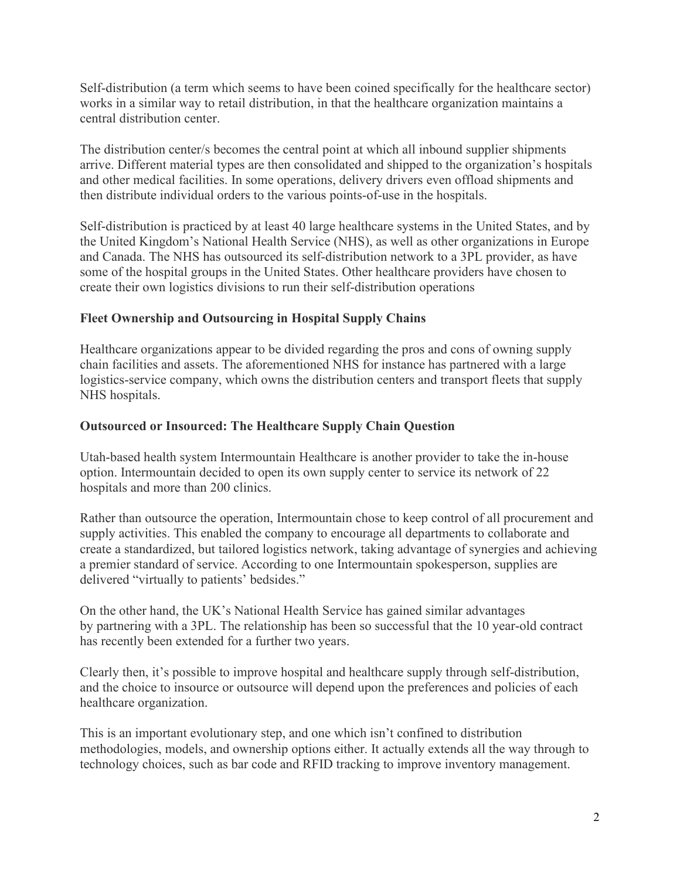Self-distribution (a term which seems to have been coined specifically for the healthcare sector) works in a similar way to retail distribution, in that the healthcare organization maintains a central distribution center.

The distribution center/s becomes the central point at which all inbound supplier shipments arrive. Different material types are then consolidated and shipped to the organization's hospitals and other medical facilities. In some operations, delivery drivers even offload shipments and then distribute individual orders to the various points-of-use in the hospitals.

Self-distribution is practiced by at least 40 large healthcare systems in the United States, and by the United Kingdom's National Health Service (NHS), as well as other organizations in Europe and Canada. The NHS has outsourced its self-distribution network to a 3PL provider, as have some of the hospital groups in the United States. Other healthcare providers have chosen to create their own logistics divisions to run their self-distribution operations

### Fleet Ownership and Outsourcing in Hospital Supply Chains

Healthcare organizations appear to be divided regarding the pros and cons of owning supply chain facilities and assets. The aforementioned NHS for instance has partnered with a large logistics-service company, which owns the distribution centers and transport fleets that supply NHS hospitals.

### Outsourced or Insourced: The Healthcare Supply Chain Question

Utah-based health system Intermountain Healthcare is another provider to take the in-house option. Intermountain decided to open its own supply center to service its network of 22 hospitals and more than 200 clinics.

Rather than outsource the operation, Intermountain chose to keep control of all procurement and supply activities. This enabled the company to encourage all departments to collaborate and create a standardized, but tailored logistics network, taking advantage of synergies and achieving a premier standard of service. According to one Intermountain spokesperson, supplies are delivered "virtually to patients' bedsides."

On the other hand, the UK's National Health Service has gained similar advantages by partnering with a 3PL. The relationship has been so successful that the 10 year-old contract has recently been extended for a further two years.

Clearly then, it's possible to improve hospital and healthcare supply through self-distribution, and the choice to insource or outsource will depend upon the preferences and policies of each healthcare organization.

This is an important evolutionary step, and one which isn't confined to distribution methodologies, models, and ownership options either. It actually extends all the way through to technology choices, such as bar code and RFID tracking to improve inventory management.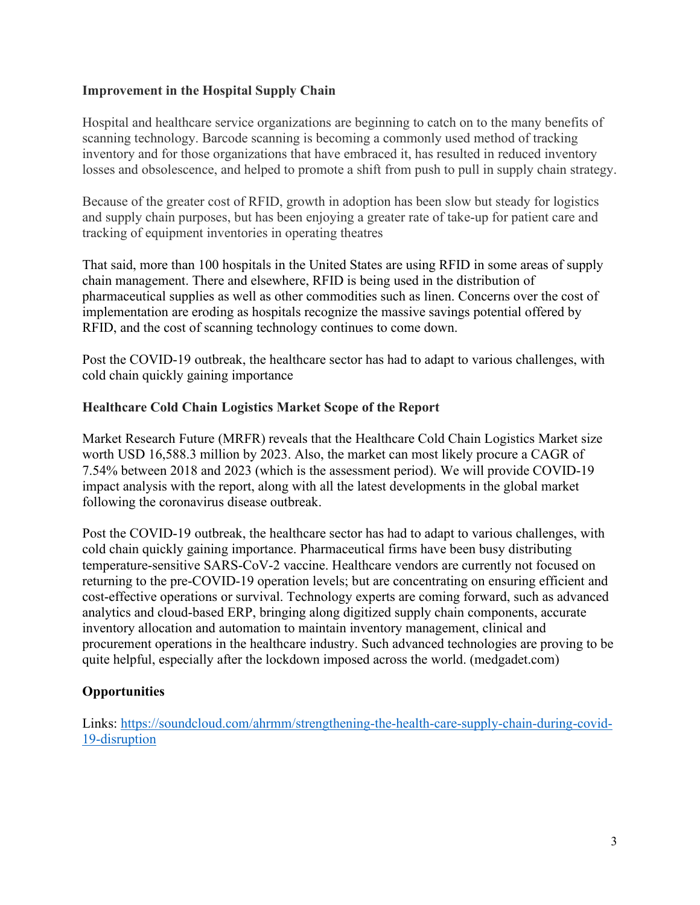**Improvement in the Hospital Supply Chain**

Hospital and healthcare service organizations are beginning to catch on to the many benefits of scanning technology. Barcode scanning is becoming a commonly used method of tracking inventory and for those organizations that have embraced it, has resulted in reduced inventory losses and obsolescence, and helped to promote a shift from push to pull in supply chain strategy.

Because of the greater cost of RFID, growth in adoption has been slow but steady for logistics and supply chain purposes, but has been enjoying a greater rate of take-up for patient care and tracking of equipment inventories in operating theatres

That said, more than 100 hospitals in the United States are using RFID in some areas of supply chain management. There and elsewhere, RFID is being used in the distribution of pharmaceutical supplies as well as other commodities such as linen. Concerns over the cost of implementation are eroding as hospitals recognize the massive savings potential offered by RFID, and the cost of scanning technology continues to come down.

Post the COVID-19 outbreak, the healthcare sector has had to adapt to various challenges, with cold chain quickly gaining importance

**Healthcare Cold Chain Logistics Market Scope of the Report**

Market Research Future (MRFR) reveals that the Healthcare Cold Chain Logistics Market size worth USD 16,588.3 million by 2023. Also, the market can most likely procure a CAGR of 7.54% between 2018 and 2023 (which is the assessment period). We will provide COVID-19 impact analysis with the report, along with all the latest developments in the global market following the coronavirus disease outbreak.

Post the COVID-19 outbreak, the healthcare sector has had to adapt to various challenges, with cold chain quickly gaining importance. Pharmaceutical firms have been busy distributing temperature-sensitive SARS-CoV-2 vaccine. Healthcare vendors are currently not focused on returning to the pre-COVID-19 operation levels; but are concentrating on ensuring efficient and cost-effective operations or survival. Technology experts are coming forward, such as advanced analytics and cloud-based ERP, bringing along digitized supply chain components, accurate inventory allocation and automation to maintain inventory management, clinical and procurement operations in the healthcare industry. Such advanced technologies are proving to be quite helpful, especially after the lockdown imposed across the world. (medgadet.com)

**Opportunities**

Links: [https://soundcloud.com/ahrmm/strengthening-the-health-care-supply-chain-during-covid-19-disruption](https://soundcloud.com/ahrmm/strengthening-the-health-care-supply-chain-during-covid-19-disruption)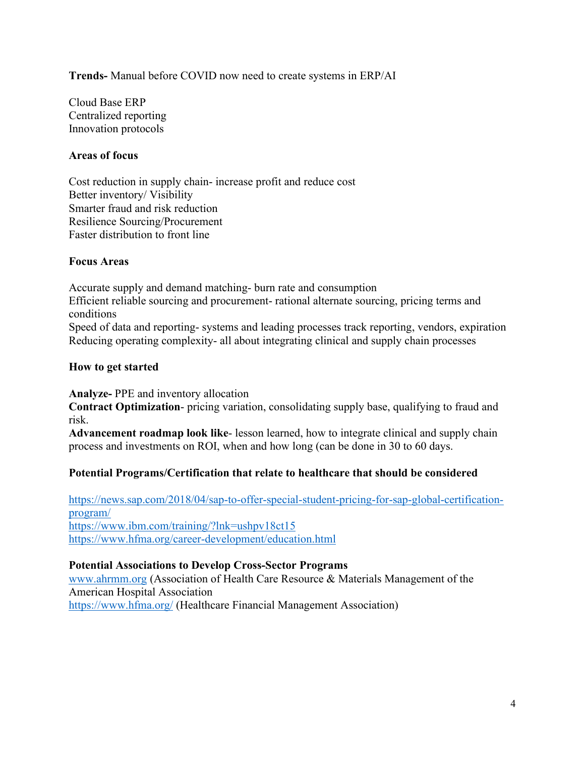**Trends-** Manual before COVID now need to create systems in ERP/AI

Cloud Base ERP
Centralized reporting
Innovation protocols

**Areas of focus**

Cost reduction in supply chain- increase profit and reduce cost
Better inventory/ Visibility
Smarter fraud and risk reduction
Resilience Sourcing/Procurement
Faster distribution to front line

**Focus Areas**

Accurate supply and demand matching- burn rate and consumption
Efficient reliable sourcing and procurement- rational alternate sourcing, pricing terms and conditions
Speed of data and reporting- systems and leading processes track reporting, vendors, expiration
Reducing operating complexity- all about integrating clinical and supply chain processes

**How to get started**

**Analyze-** PPE and inventory allocation
**Contract Optimization**- pricing variation, consolidating supply base, qualifying to fraud and risk.
**Advancement roadmap look like**- lesson learned, how to integrate clinical and supply chain process and investments on ROI, when and how long (can be done in 30 to 60 days.

**Potential Programs/Certification that relate to healthcare that should be considered**

https://news.sap.com/2018/04/sap-to-offer-special-student-pricing-for-sap-global-certification-program/
https://www.ibm.com/training/?lnk=ushpv18ct15
https://www.hfma.org/career-development/education.html

**Potential Associations to Develop Cross-Sector Programs**
www.ahrmm.org (Association of Health Care Resource & Materials Management of the American Hospital Association
https://www.hfma.org/ (Healthcare Financial Management Association)